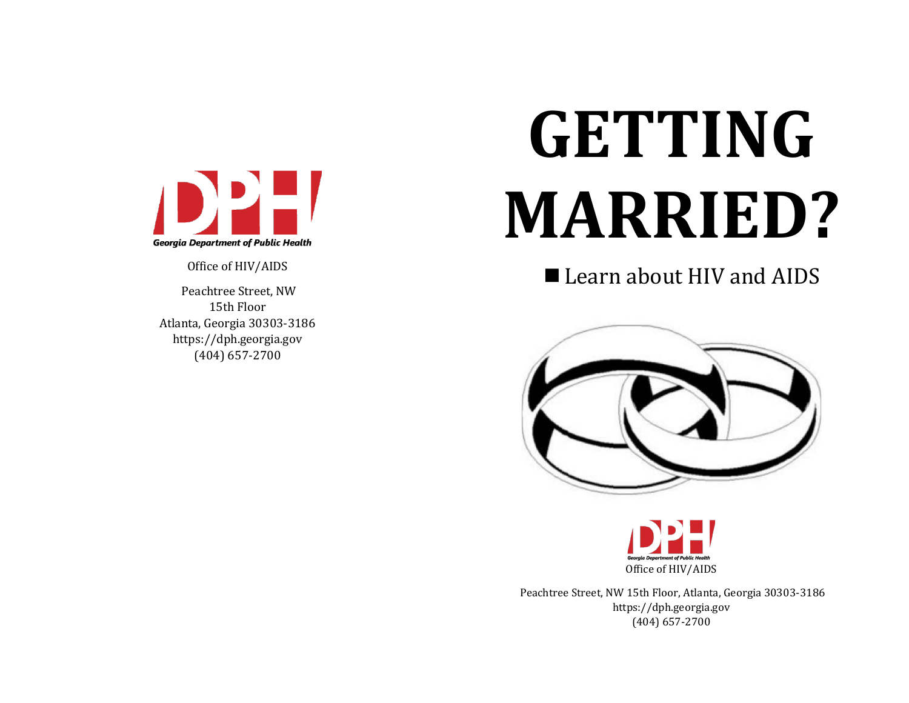Georgia Department of Public Health

Office of HIV/AIDS

Peachtree Street, NW
15th Floor
Atlanta, Georgia 30303-3186
https://dph.georgia.gov
(404) 657-2700

# GETTING MARRIED?

■ Learn about HIV and AIDS

Georgia Department of Public Health

Office of HIV/AIDS

Peachtree Street, NW 15th Floor, Atlanta, Georgia 30303-3186
https://dph.georgia.gov
(404) 657-2700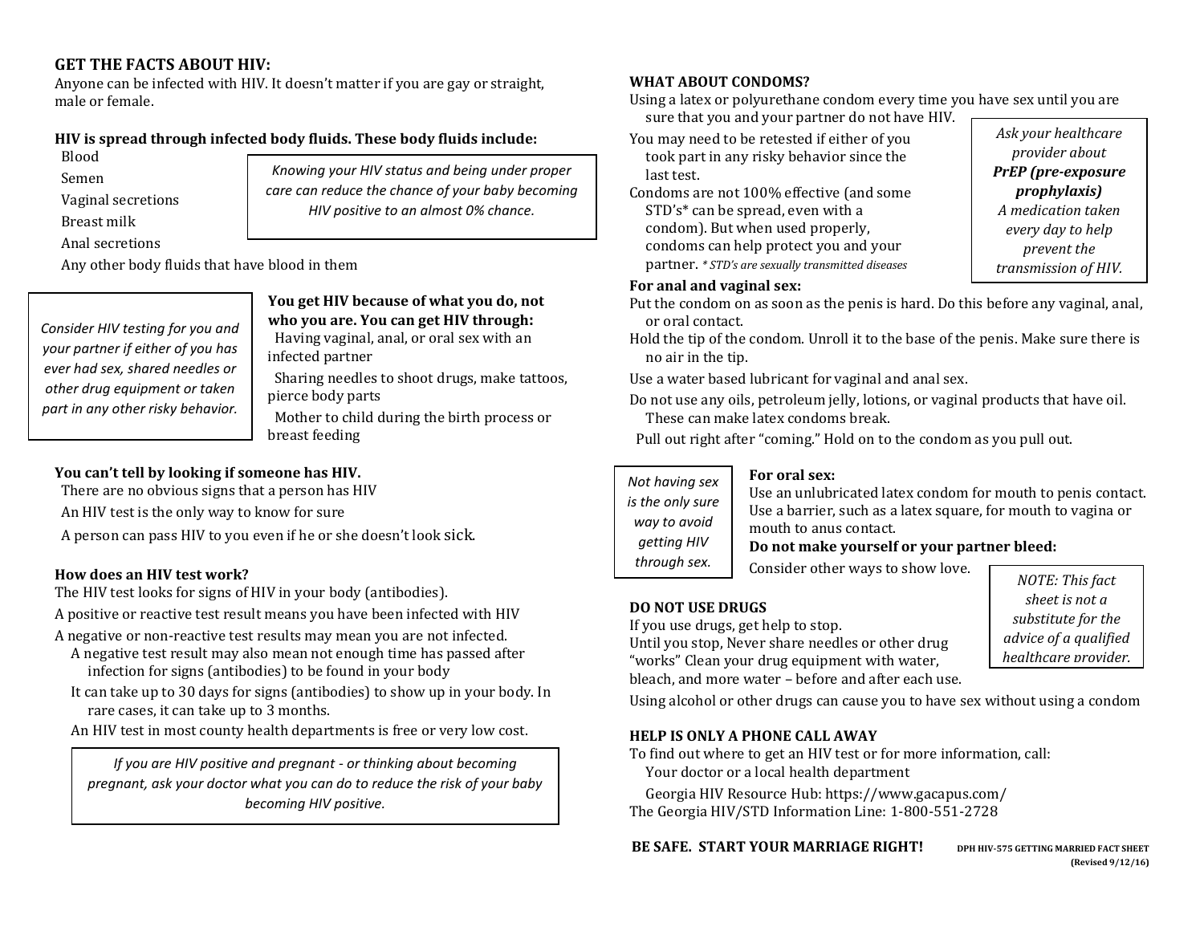## GET THE FACTS ABOUT HIV:

Anyone can be infected with HIV. It doesn't matter if you are gay or straight, male or female.

**HIV is spread through infected body fluids. These body fluids include:**

- Blood
- Semen
- Vaginal secretions
- Breast milk
- Anal secretions
- Any other body fluids that have blood in them

*Knowing your HIV status and being under proper care can reduce the chance of your baby becoming HIV positive to an almost 0% chance.*

*Consider HIV testing for you and your partner if either of you has ever had sex, shared needles or other drug equipment or taken part in any other risky behavior.*

**You get HIV because of what you do, not who you are. You can get HIV through:**

- Having vaginal, anal, or oral sex with an infected partner
- Sharing needles to shoot drugs, make tattoos, pierce body parts
- Mother to child during the birth process or breast feeding

**You can't tell by looking if someone has HIV.**

- There are no obvious signs that a person has HIV
- An HIV test is the only way to know for sure
- A person can pass HIV to you even if he or she doesn't look sick.

**How does an HIV test work?**

The HIV test looks for signs of HIV in your body (antibodies).

A positive or reactive test result means you have been infected with HIV

A negative or non-reactive test results may mean you are not infected.

- A negative test result may also mean not enough time has passed after infection for signs (antibodies) to be found in your body
- It can take up to 30 days for signs (antibodies) to show up in your body. In rare cases, it can take up to 3 months.
- An HIV test in most county health departments is free or very low cost.

*If you are HIV positive and pregnant - or thinking about becoming pregnant, ask your doctor what you can do to reduce the risk of your baby becoming HIV positive.*

## WHAT ABOUT CONDOMS?

Using a latex or polyurethane condom every time you have sex until you are sure that you and your partner do not have HIV.

You may need to be retested if either of you took part in any risky behavior since the last test.

Condoms are not 100% effective (and some STD's* can be spread, even with a condom). But when used properly, condoms can help protect you and your partner. *\* STD's are sexually transmitted diseases*

*Ask your healthcare provider about **PrEP (pre-exposure prophylaxis)** A medication taken every day to help prevent the transmission of HIV.*

**For anal and vaginal sex:**

Put the condom on as soon as the penis is hard. Do this before any vaginal, anal, or oral contact.

Hold the tip of the condom. Unroll it to the base of the penis. Make sure there is no air in the tip.

Use a water based lubricant for vaginal and anal sex.

Do not use any oils, petroleum jelly, lotions, or vaginal products that have oil. These can make latex condoms break.

Pull out right after "coming." Hold on to the condom as you pull out.

*Not having sex is the only sure way to avoid getting HIV through sex.*

**For oral sex:**

Use an unlubricated latex condom for mouth to penis contact. Use a barrier, such as a latex square, for mouth to vagina or mouth to anus contact.

**Do not make yourself or your partner bleed:**

Consider other ways to show love.

*NOTE: This fact sheet is not a substitute for the advice of a qualified healthcare provider.*

## DO NOT USE DRUGS

If you use drugs, get help to stop.

Until you stop, Never share needles or other drug "works" Clean your drug equipment with water, bleach, and more water – before and after each use.

Using alcohol or other drugs can cause you to have sex without using a condom

## HELP IS ONLY A PHONE CALL AWAY

To find out where to get an HIV test or for more information, call:

- Your doctor or a local health department
- Georgia HIV Resource Hub: https://www.gacapus.com/

The Georgia HIV/STD Information Line: 1-800-551-2728

**BE SAFE. START YOUR MARRIAGE RIGHT!**

**DPH HIV-575 GETTING MARRIED FACT SHEET (Revised 9/12/16)**